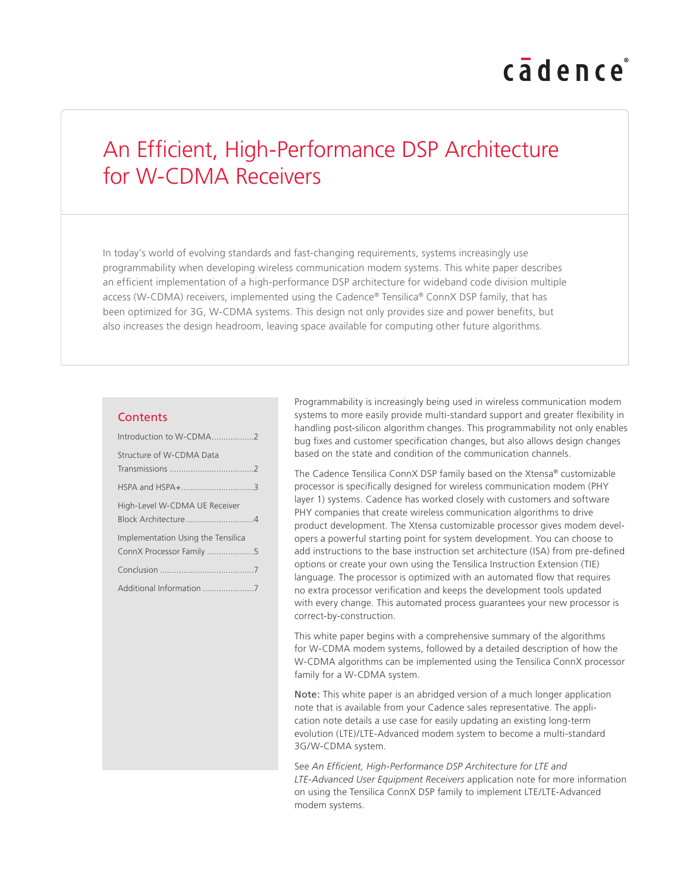# An Efficient, High-Performance DSP Architecture for W-CDMA Receivers

In today's world of evolving standards and fast-changing requirements, systems increasingly use programmability when developing wireless communication modem systems. This white paper describes an efficient implementation of a high-performance DSP architecture for wideband code division multiple access (W-CDMA) receivers, implemented using the Cadence® Tensilica® ConnX DSP family, that has been optimized for 3G, W-CDMA systems. This design not only provides size and power benefits, but also increases the design headroom, leaving space available for computing other future algorithms.

## Contents

- Introduction to W-CDMA .................. 2
- Structure of W-CDMA Data Transmissions .................. 2
- HSPA and HSPA+ .................. 3
- High-Level W-CDMA UE Receiver Block Architecture .................. 4
- Implementation Using the Tensilica ConnX Processor Family .................. 5
- Conclusion .................. 7
- Additional Information .................. 7

Programmability is increasingly being used in wireless communication modem systems to more easily provide multi-standard support and greater flexibility in handling post-silicon algorithm changes. This programmability not only enables bug fixes and customer specification changes, but also allows design changes based on the state and condition of the communication channels.

The Cadence Tensilica ConnX DSP family based on the Xtensa® customizable processor is specifically designed for wireless communication modem (PHY layer 1) systems. Cadence has worked closely with customers and software PHY companies that create wireless communication algorithms to drive product development. The Xtensa customizable processor gives modem developers a powerful starting point for system development. You can choose to add instructions to the base instruction set architecture (ISA) from pre-defined options or create your own using the Tensilica Instruction Extension (TIE) language. The processor is optimized with an automated flow that requires no extra processor verification and keeps the development tools updated with every change. This automated process guarantees your new processor is correct-by-construction.

This white paper begins with a comprehensive summary of the algorithms for W-CDMA modem systems, followed by a detailed description of how the W-CDMA algorithms can be implemented using the Tensilica ConnX processor family for a W-CDMA system.

**Note:** This white paper is an abridged version of a much longer application note that is available from your Cadence sales representative. The application note details a use case for easily updating an existing long-term evolution (LTE)/LTE-Advanced modem system to become a multi-standard 3G/W-CDMA system.

See *An Efficient, High-Performance DSP Architecture for LTE and LTE-Advanced User Equipment Receivers* application note for more information on using the Tensilica ConnX DSP family to implement LTE/LTE-Advanced modem systems.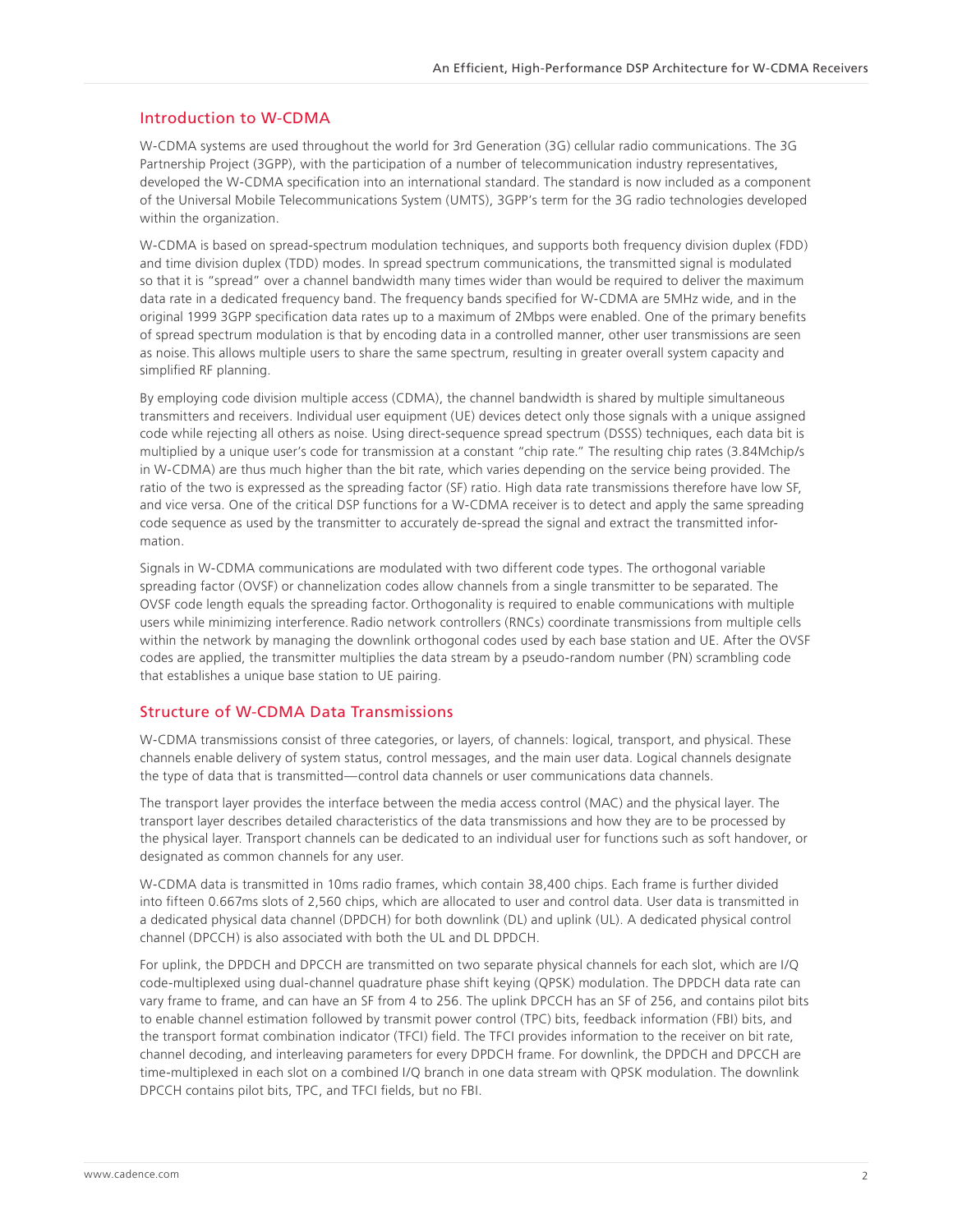## Introduction to W-CDMA

W-CDMA systems are used throughout the world for 3rd Generation (3G) cellular radio communications. The 3G Partnership Project (3GPP), with the participation of a number of telecommunication industry representatives, developed the W-CDMA specification into an international standard. The standard is now included as a component of the Universal Mobile Telecommunications System (UMTS), 3GPP's term for the 3G radio technologies developed within the organization.

W-CDMA is based on spread-spectrum modulation techniques, and supports both frequency division duplex (FDD) and time division duplex (TDD) modes. In spread spectrum communications, the transmitted signal is modulated so that it is "spread" over a channel bandwidth many times wider than would be required to deliver the maximum data rate in a dedicated frequency band. The frequency bands specified for W-CDMA are 5MHz wide, and in the original 1999 3GPP specification data rates up to a maximum of 2Mbps were enabled. One of the primary benefits of spread spectrum modulation is that by encoding data in a controlled manner, other user transmissions are seen as noise. This allows multiple users to share the same spectrum, resulting in greater overall system capacity and simplified RF planning.

By employing code division multiple access (CDMA), the channel bandwidth is shared by multiple simultaneous transmitters and receivers. Individual user equipment (UE) devices detect only those signals with a unique assigned code while rejecting all others as noise. Using direct-sequence spread spectrum (DSSS) techniques, each data bit is multiplied by a unique user's code for transmission at a constant "chip rate." The resulting chip rates (3.84Mchip/s in W-CDMA) are thus much higher than the bit rate, which varies depending on the service being provided. The ratio of the two is expressed as the spreading factor (SF) ratio. High data rate transmissions therefore have low SF, and vice versa. One of the critical DSP functions for a W-CDMA receiver is to detect and apply the same spreading code sequence as used by the transmitter to accurately de-spread the signal and extract the transmitted information.

Signals in W-CDMA communications are modulated with two different code types. The orthogonal variable spreading factor (OVSF) or channelization codes allow channels from a single transmitter to be separated. The OVSF code length equals the spreading factor. Orthogonality is required to enable communications with multiple users while minimizing interference. Radio network controllers (RNCs) coordinate transmissions from multiple cells within the network by managing the downlink orthogonal codes used by each base station and UE. After the OVSF codes are applied, the transmitter multiplies the data stream by a pseudo-random number (PN) scrambling code that establishes a unique base station to UE pairing.

## Structure of W-CDMA Data Transmissions

W-CDMA transmissions consist of three categories, or layers, of channels: logical, transport, and physical. These channels enable delivery of system status, control messages, and the main user data. Logical channels designate the type of data that is transmitted—control data channels or user communications data channels.

The transport layer provides the interface between the media access control (MAC) and the physical layer. The transport layer describes detailed characteristics of the data transmissions and how they are to be processed by the physical layer. Transport channels can be dedicated to an individual user for functions such as soft handover, or designated as common channels for any user.

W-CDMA data is transmitted in 10ms radio frames, which contain 38,400 chips. Each frame is further divided into fifteen 0.667ms slots of 2,560 chips, which are allocated to user and control data. User data is transmitted in a dedicated physical data channel (DPDCH) for both downlink (DL) and uplink (UL). A dedicated physical control channel (DPCCH) is also associated with both the UL and DL DPDCH.

For uplink, the DPDCH and DPCCH are transmitted on two separate physical channels for each slot, which are I/Q code-multiplexed using dual-channel quadrature phase shift keying (QPSK) modulation. The DPDCH data rate can vary frame to frame, and can have an SF from 4 to 256. The uplink DPCCH has an SF of 256, and contains pilot bits to enable channel estimation followed by transmit power control (TPC) bits, feedback information (FBI) bits, and the transport format combination indicator (TFCI) field. The TFCI provides information to the receiver on bit rate, channel decoding, and interleaving parameters for every DPDCH frame. For downlink, the DPDCH and DPCCH are time-multiplexed in each slot on a combined I/Q branch in one data stream with QPSK modulation. The downlink DPCCH contains pilot bits, TPC, and TFCI fields, but no FBI.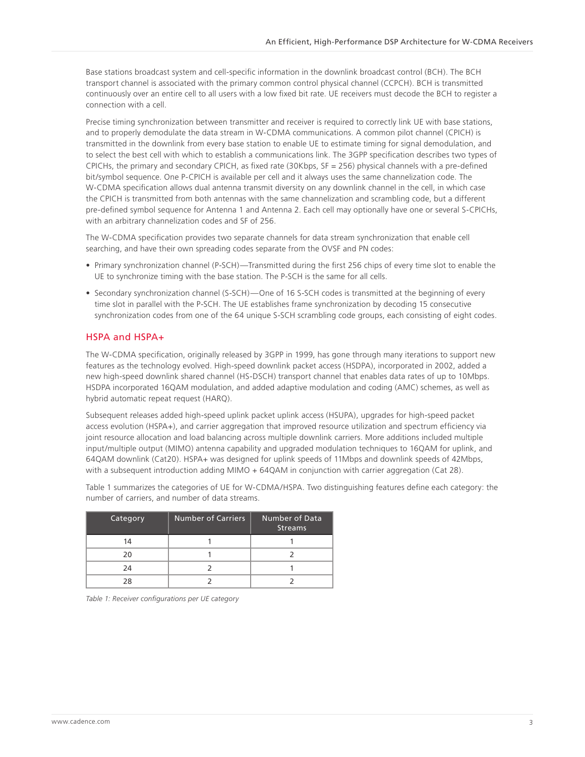Base stations broadcast system and cell-specific information in the downlink broadcast control (BCH). The BCH transport channel is associated with the primary common control physical channel (CCPCH). BCH is transmitted continuously over an entire cell to all users with a low fixed bit rate. UE receivers must decode the BCH to register a connection with a cell.

Precise timing synchronization between transmitter and receiver is required to correctly link UE with base stations, and to properly demodulate the data stream in W-CDMA communications. A common pilot channel (CPICH) is transmitted in the downlink from every base station to enable UE to estimate timing for signal demodulation, and to select the best cell with which to establish a communications link. The 3GPP specification describes two types of CPICHs, the primary and secondary CPICH, as fixed rate (30Kbps, SF = 256) physical channels with a pre-defined bit/symbol sequence. One P-CPICH is available per cell and it always uses the same channelization code. The W-CDMA specification allows dual antenna transmit diversity on any downlink channel in the cell, in which case the CPICH is transmitted from both antennas with the same channelization and scrambling code, but a different pre-defined symbol sequence for Antenna 1 and Antenna 2. Each cell may optionally have one or several S-CPICHs, with an arbitrary channelization codes and SF of 256.

The W-CDMA specification provides two separate channels for data stream synchronization that enable cell searching, and have their own spreading codes separate from the OVSF and PN codes:

- Primary synchronization channel (P-SCH)—Transmitted during the first 256 chips of every time slot to enable the UE to synchronize timing with the base station. The P-SCH is the same for all cells.
- Secondary synchronization channel (S-SCH)—One of 16 S-SCH codes is transmitted at the beginning of every time slot in parallel with the P-SCH. The UE establishes frame synchronization by decoding 15 consecutive synchronization codes from one of the 64 unique S-SCH scrambling code groups, each consisting of eight codes.

## HSPA and HSPA+

The W-CDMA specification, originally released by 3GPP in 1999, has gone through many iterations to support new features as the technology evolved. High-speed downlink packet access (HSDPA), incorporated in 2002, added a new high-speed downlink shared channel (HS-DSCH) transport channel that enables data rates of up to 10Mbps. HSDPA incorporated 16QAM modulation, and added adaptive modulation and coding (AMC) schemes, as well as hybrid automatic repeat request (HARQ).

Subsequent releases added high-speed uplink packet uplink access (HSUPA), upgrades for high-speed packet access evolution (HSPA+), and carrier aggregation that improved resource utilization and spectrum efficiency via joint resource allocation and load balancing across multiple downlink carriers. More additions included multiple input/multiple output (MIMO) antenna capability and upgraded modulation techniques to 16QAM for uplink, and 64QAM downlink (Cat20). HSPA+ was designed for uplink speeds of 11Mbps and downlink speeds of 42Mbps, with a subsequent introduction adding MIMO + 64QAM in conjunction with carrier aggregation (Cat 28).

Table 1 summarizes the categories of UE for W-CDMA/HSPA. Two distinguishing features define each category: the number of carriers, and number of data streams.

| Category | Number of Carriers | Number of Data Streams |
|---|---|---|
| 14 | 1 | 1 |
| 20 | 1 | 2 |
| 24 | 2 | 1 |
| 28 | 2 | 2 |

*Table 1: Receiver configurations per UE category*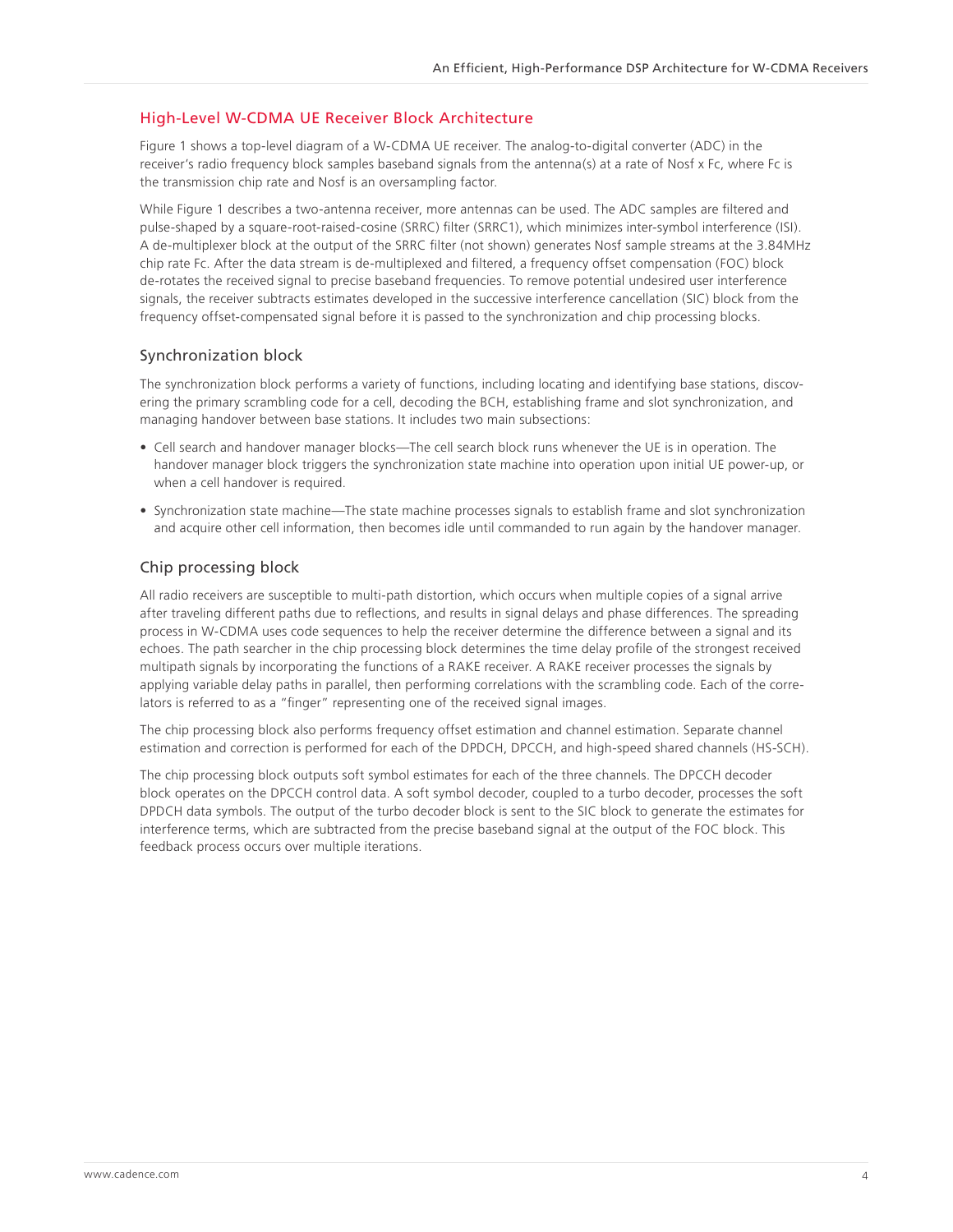## High-Level W-CDMA UE Receiver Block Architecture

Figure 1 shows a top-level diagram of a W-CDMA UE receiver. The analog-to-digital converter (ADC) in the receiver's radio frequency block samples baseband signals from the antenna(s) at a rate of Nosf x Fc, where Fc is the transmission chip rate and Nosf is an oversampling factor.

While Figure 1 describes a two-antenna receiver, more antennas can be used. The ADC samples are filtered and pulse-shaped by a square-root-raised-cosine (SRRC) filter (SRRC1), which minimizes inter-symbol interference (ISI). A de-multiplexer block at the output of the SRRC filter (not shown) generates Nosf sample streams at the 3.84MHz chip rate Fc. After the data stream is de-multiplexed and filtered, a frequency offset compensation (FOC) block de-rotates the received signal to precise baseband frequencies. To remove potential undesired user interference signals, the receiver subtracts estimates developed in the successive interference cancellation (SIC) block from the frequency offset-compensated signal before it is passed to the synchronization and chip processing blocks.

### Synchronization block

The synchronization block performs a variety of functions, including locating and identifying base stations, discovering the primary scrambling code for a cell, decoding the BCH, establishing frame and slot synchronization, and managing handover between base stations. It includes two main subsections:

- Cell search and handover manager blocks—The cell search block runs whenever the UE is in operation. The handover manager block triggers the synchronization state machine into operation upon initial UE power-up, or when a cell handover is required.
- Synchronization state machine—The state machine processes signals to establish frame and slot synchronization and acquire other cell information, then becomes idle until commanded to run again by the handover manager.

### Chip processing block

All radio receivers are susceptible to multi-path distortion, which occurs when multiple copies of a signal arrive after traveling different paths due to reflections, and results in signal delays and phase differences. The spreading process in W-CDMA uses code sequences to help the receiver determine the difference between a signal and its echoes. The path searcher in the chip processing block determines the time delay profile of the strongest received multipath signals by incorporating the functions of a RAKE receiver. A RAKE receiver processes the signals by applying variable delay paths in parallel, then performing correlations with the scrambling code. Each of the correlators is referred to as a "finger" representing one of the received signal images.

The chip processing block also performs frequency offset estimation and channel estimation. Separate channel estimation and correction is performed for each of the DPDCH, DPCCH, and high-speed shared channels (HS-SCH).

The chip processing block outputs soft symbol estimates for each of the three channels. The DPCCH decoder block operates on the DPCCH control data. A soft symbol decoder, coupled to a turbo decoder, processes the soft DPDCH data symbols. The output of the turbo decoder block is sent to the SIC block to generate the estimates for interference terms, which are subtracted from the precise baseband signal at the output of the FOC block. This feedback process occurs over multiple iterations.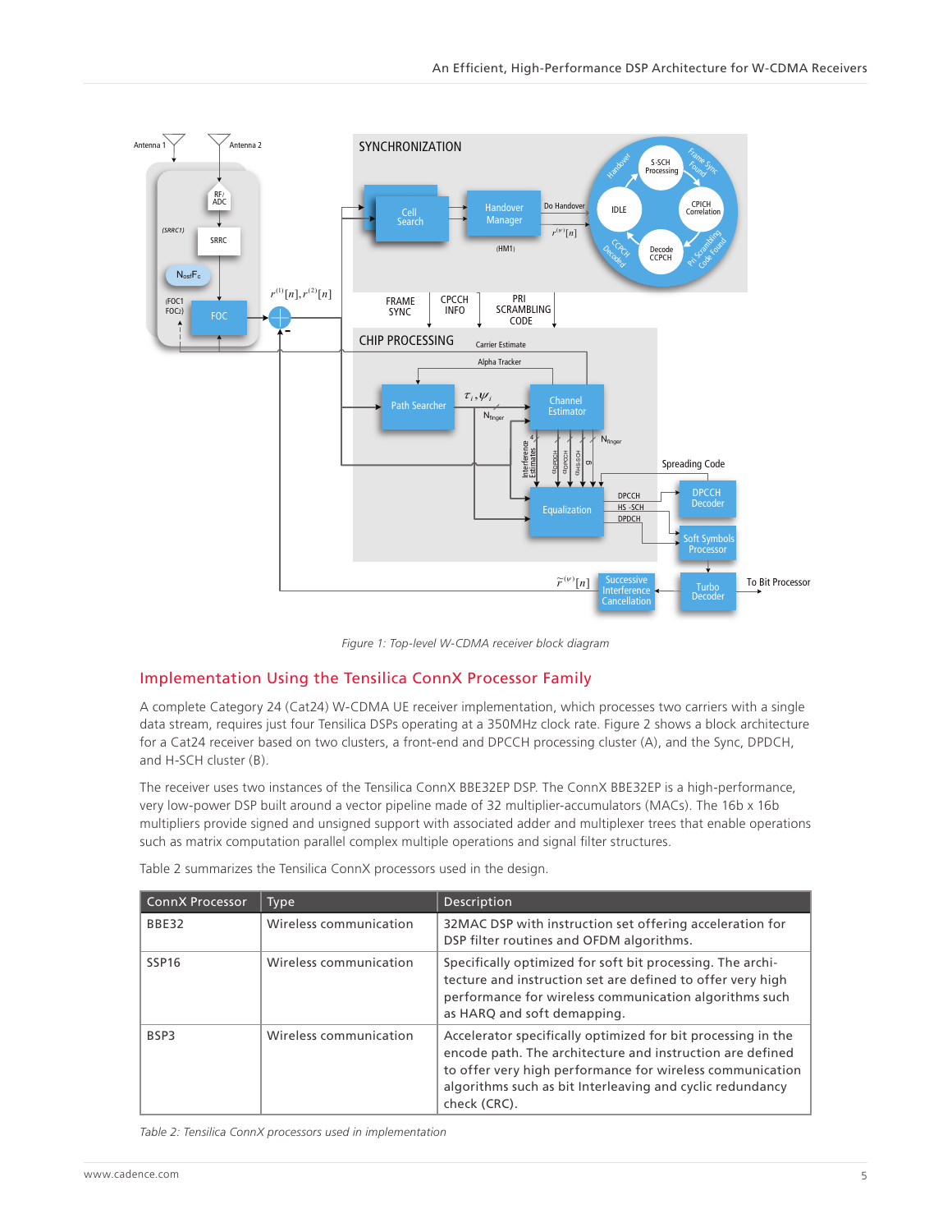Figure 1: Top-level W-CDMA receiver block diagram

## Implementation Using the Tensilica ConnX Processor Family

A complete Category 24 (Cat24) W-CDMA UE receiver implementation, which processes two carriers with a single data stream, requires just four Tensilica DSPs operating at a 350MHz clock rate. Figure 2 shows a block architecture for a Cat24 receiver based on two clusters, a front-end and DPCCH processing cluster (A), and the Sync, DPDCH, and H-SCH cluster (B).

The receiver uses two instances of the Tensilica ConnX BBE32EP DSP. The ConnX BBE32EP is a high-performance, very low-power DSP built around a vector pipeline made of 32 multiplier-accumulators (MACs). The 16b x 16b multipliers provide signed and unsigned support with associated adder and multiplexer trees that enable operations such as matrix computation parallel complex multiple operations and signal filter structures.

Table 2 summarizes the Tensilica ConnX processors used in the design.

| ConnX Processor | Type | Description |
|---|---|---|
| BBE32 | Wireless communication | 32MAC DSP with instruction set offering acceleration for DSP filter routines and OFDM algorithms. |
| SSP16 | Wireless communication | Specifically optimized for soft bit processing. The architecture and instruction set are defined to offer very high performance for wireless communication algorithms such as HARQ and soft demapping. |
| BSP3 | Wireless communication | Accelerator specifically optimized for bit processing in the encode path. The architecture and instruction are defined to offer very high performance for wireless communication algorithms such as bit Interleaving and cyclic redundancy check (CRC). |

*Table 2: Tensilica ConnX processors used in implementation*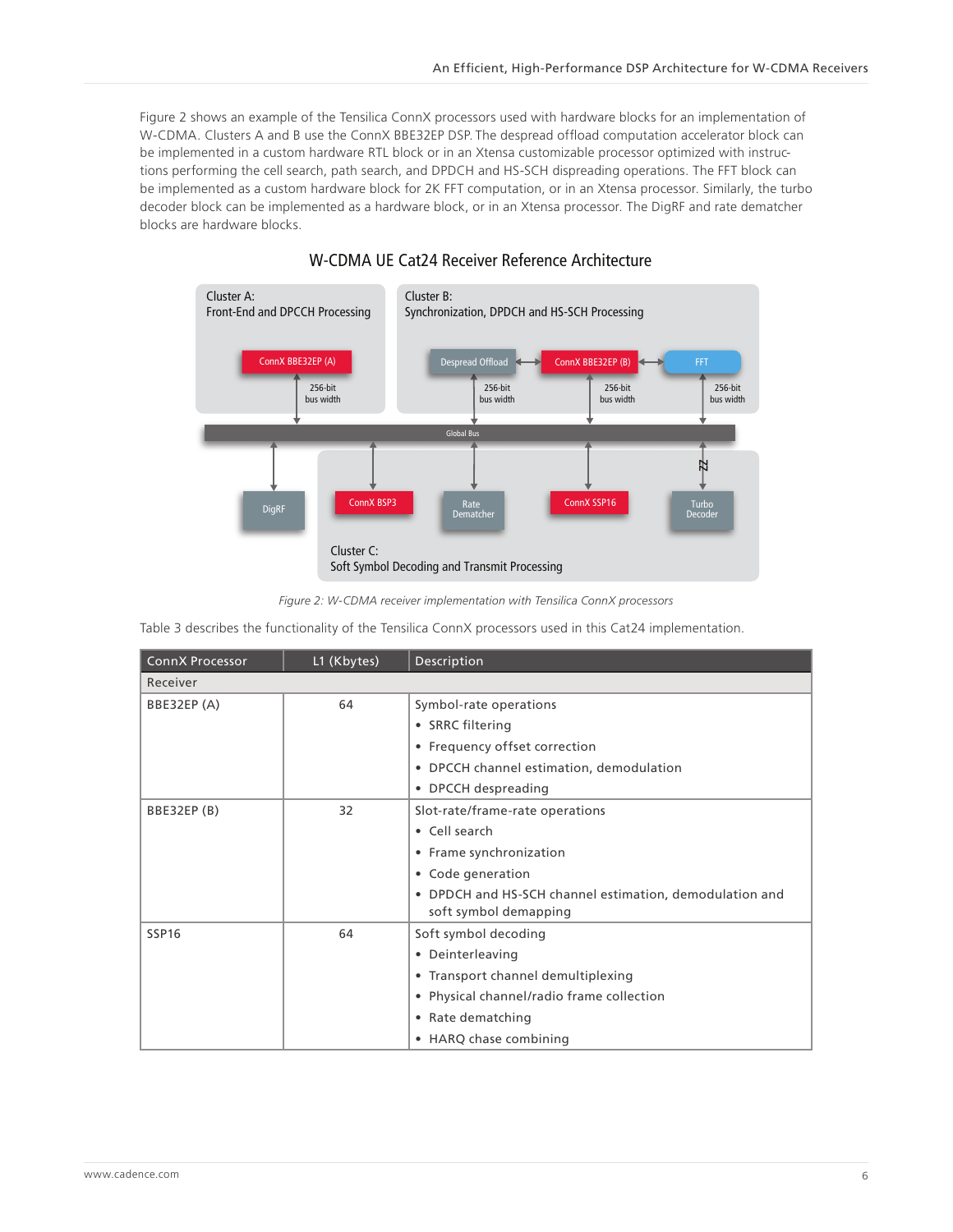Figure 2 shows an example of the Tensilica ConnX processors used with hardware blocks for an implementation of W-CDMA. Clusters A and B use the ConnX BBE32EP DSP. The despread offload computation accelerator block can be implemented in a custom hardware RTL block or in an Xtensa customizable processor optimized with instructions performing the cell search, path search, and DPDCH and HS-SCH dispreading operations. The FFT block can be implemented as a custom hardware block for 2K FFT computation, or in an Xtensa processor. Similarly, the turbo decoder block can be implemented as a hardware block, or in an Xtensa processor. The DigRF and rate dematcher blocks are hardware blocks.

W-CDMA UE Cat24 Receiver Reference Architecture

Cluster A: Front-End and DPCCH Processing

ConnX BBE32EP (A) — 256-bit bus width

Cluster B: Synchronization, DPDCH and HS-SCH Processing

Despread Offload — 256-bit bus width
ConnX BBE32EP (B) — 256-bit bus width
FFT — 256-bit bus width

Global Bus

DigRF

Cluster C: Soft Symbol Decoding and Transmit Processing

ConnX BSP3
Rate Dematcher
ConnX SSP16
Turbo Decoder

*Figure 2: W-CDMA receiver implementation with Tensilica ConnX processors*

Table 3 describes the functionality of the Tensilica ConnX processors used in this Cat24 implementation.

| ConnX Processor | L1 (Kbytes) | Description |
|---|---|---|
| Receiver | | |
| BBE32EP (A) | 64 | Symbol-rate operations<br>• SRRC filtering<br>• Frequency offset correction<br>• DPCCH channel estimation, demodulation<br>• DPCCH despreading |
| BBE32EP (B) | 32 | Slot-rate/frame-rate operations<br>• Cell search<br>• Frame synchronization<br>• Code generation<br>• DPDCH and HS-SCH channel estimation, demodulation and soft symbol demapping |
| SSP16 | 64 | Soft symbol decoding<br>• Deinterleaving<br>• Transport channel demultiplexing<br>• Physical channel/radio frame collection<br>• Rate dematching<br>• HARQ chase combining |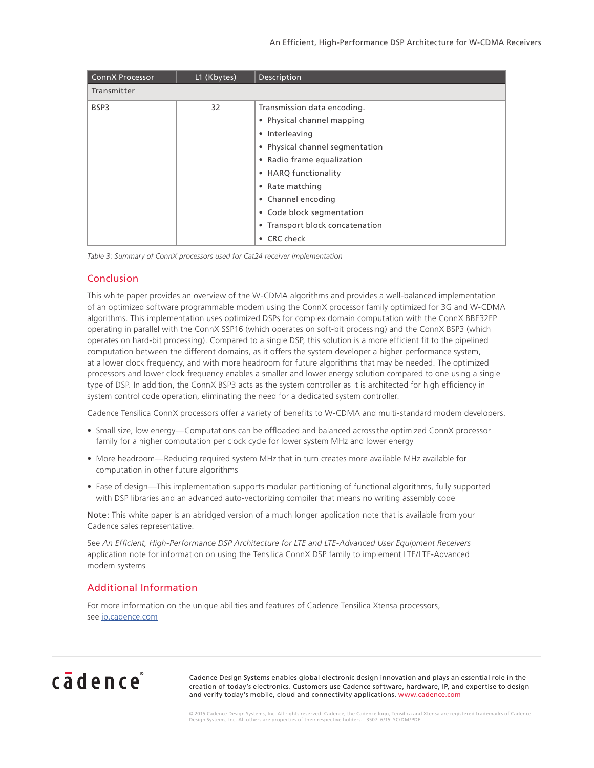| ConnX Processor | L1 (Kbytes) | Description |
|---|---|---|
| Transmitter | | |
| BSP3 | 32 | Transmission data encoding.<br>• Physical channel mapping<br>• Interleaving<br>• Physical channel segmentation<br>• Radio frame equalization<br>• HARQ functionality<br>• Rate matching<br>• Channel encoding<br>• Code block segmentation<br>• Transport block concatenation<br>• CRC check |

*Table 3: Summary of ConnX processors used for Cat24 receiver implementation*

## Conclusion

This white paper provides an overview of the W-CDMA algorithms and provides a well-balanced implementation of an optimized software programmable modem using the ConnX processor family optimized for 3G and W-CDMA algorithms. This implementation uses optimized DSPs for complex domain computation with the ConnX BBE32EP operating in parallel with the ConnX SSP16 (which operates on soft-bit processing) and the ConnX BSP3 (which operates on hard-bit processing). Compared to a single DSP, this solution is a more efficient fit to the pipelined computation between the different domains, as it offers the system developer a higher performance system, at a lower clock frequency, and with more headroom for future algorithms that may be needed. The optimized processors and lower clock frequency enables a smaller and lower energy solution compared to one using a single type of DSP. In addition, the ConnX BSP3 acts as the system controller as it is architected for high efficiency in system control code operation, eliminating the need for a dedicated system controller.

Cadence Tensilica ConnX processors offer a variety of benefits to W-CDMA and multi-standard modem developers.

- Small size, low energy—Computations can be offloaded and balanced across the optimized ConnX processor family for a higher computation per clock cycle for lower system MHz and lower energy
- More headroom—Reducing required system MHz that in turn creates more available MHz available for computation in other future algorithms
- Ease of design—This implementation supports modular partitioning of functional algorithms, fully supported with DSP libraries and an advanced auto-vectorizing compiler that means no writing assembly code

Note: This white paper is an abridged version of a much longer application note that is available from your Cadence sales representative.

See *An Efficient, High-Performance DSP Architecture for LTE and LTE-Advanced User Equipment Receivers* application note for information on using the Tensilica ConnX DSP family to implement LTE/LTE-Advanced modem systems

## Additional Information

For more information on the unique abilities and features of Cadence Tensilica Xtensa processors, see ip.cadence.com

cādence®

Cadence Design Systems enables global electronic design innovation and plays an essential role in the creation of today's electronics. Customers use Cadence software, hardware, IP, and expertise to design and verify today's mobile, cloud and connectivity applications. www.cadence.com

© 2015 Cadence Design Systems, Inc. All rights reserved. Cadence, the Cadence logo, Tensilica and Xtensa are registered trademarks of Cadence Design Systems, Inc. All others are properties of their respective holders. 3507 6/15 SC/DM/PDF